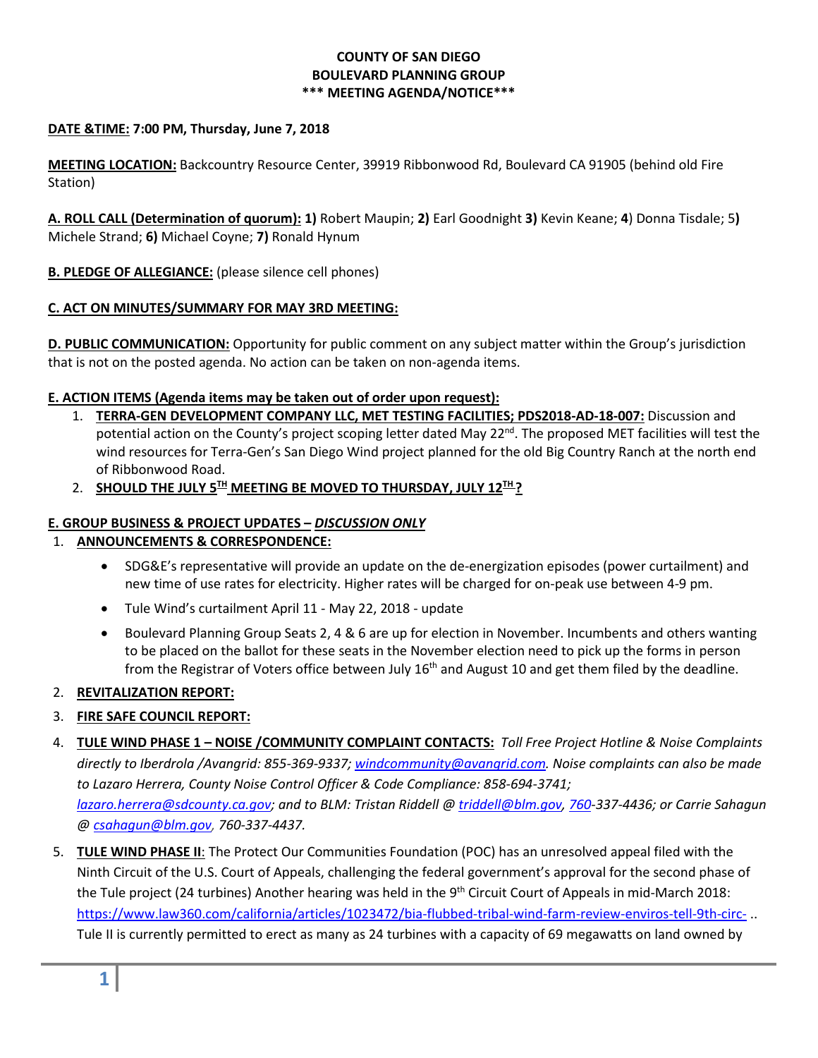**COUNTY OF SAN DIEGO**
**BOULEVARD PLANNING GROUP**
**\*\*\* MEETING AGENDA/NOTICE\*\*\***

**DATE &TIME: 7:00 PM, Thursday, June 7, 2018**

**MEETING LOCATION:** Backcountry Resource Center, 39919 Ribbonwood Rd, Boulevard CA 91905 (behind old Fire Station)

**A. ROLL CALL (Determination of quorum): 1)** Robert Maupin; **2)** Earl Goodnight **3)** Kevin Keane; **4**) Donna Tisdale; 5**)** Michele Strand; **6)** Michael Coyne; **7)** Ronald Hynum

**B. PLEDGE OF ALLEGIANCE:** (please silence cell phones)

**C. ACT ON MINUTES/SUMMARY FOR MAY 3RD MEETING:**

**D. PUBLIC COMMUNICATION:** Opportunity for public comment on any subject matter within the Group's jurisdiction that is not on the posted agenda. No action can be taken on non-agenda items.

**E. ACTION ITEMS (Agenda items may be taken out of order upon request):**

1. **TERRA-GEN DEVELOPMENT COMPANY LLC, MET TESTING FACILITIES; PDS2018-AD-18-007:** Discussion and potential action on the County's project scoping letter dated May 22nd. The proposed MET facilities will test the wind resources for Terra-Gen's San Diego Wind project planned for the old Big Country Ranch at the north end of Ribbonwood Road.
2. **SHOULD THE JULY 5TH MEETING BE MOVED TO THURSDAY, JULY 12TH ?**

**E. GROUP BUSINESS & PROJECT UPDATES – *DISCUSSION ONLY***

1. **ANNOUNCEMENTS & CORRESPONDENCE:**
   - SDG&E's representative will provide an update on the de-energization episodes (power curtailment) and new time of use rates for electricity. Higher rates will be charged for on-peak use between 4-9 pm.
   - Tule Wind's curtailment April 11 - May 22, 2018 - update
   - Boulevard Planning Group Seats 2, 4 & 6 are up for election in November. Incumbents and others wanting to be placed on the ballot for these seats in the November election need to pick up the forms in person from the Registrar of Voters office between July 16th and August 10 and get them filed by the deadline.
2. **REVITALIZATION REPORT:**
3. **FIRE SAFE COUNCIL REPORT:**
4. **TULE WIND PHASE 1 – NOISE /COMMUNITY COMPLAINT CONTACTS:** *Toll Free Project Hotline & Noise Complaints directly to Iberdrola /Avangrid: 855-369-9337; windcommunity@avangrid.com. Noise complaints can also be made to Lazaro Herrera, County Noise Control Officer & Code Compliance: 858-694-3741; lazaro.herrera@sdcounty.ca.gov; and to BLM: Tristan Riddell @ triddell@blm.gov, 760-337-4436; or Carrie Sahagun @ csahagun@blm.gov, 760-337-4437.*
5. **TULE WIND PHASE II**: The Protect Our Communities Foundation (POC) has an unresolved appeal filed with the Ninth Circuit of the U.S. Court of Appeals, challenging the federal government's approval for the second phase of the Tule project (24 turbines) Another hearing was held in the 9th Circuit Court of Appeals in mid-March 2018: https://www.law360.com/california/articles/1023472/bia-flubbed-tribal-wind-farm-review-enviros-tell-9th-circ- .. Tule II is currently permitted to erect as many as 24 turbines with a capacity of 69 megawatts on land owned by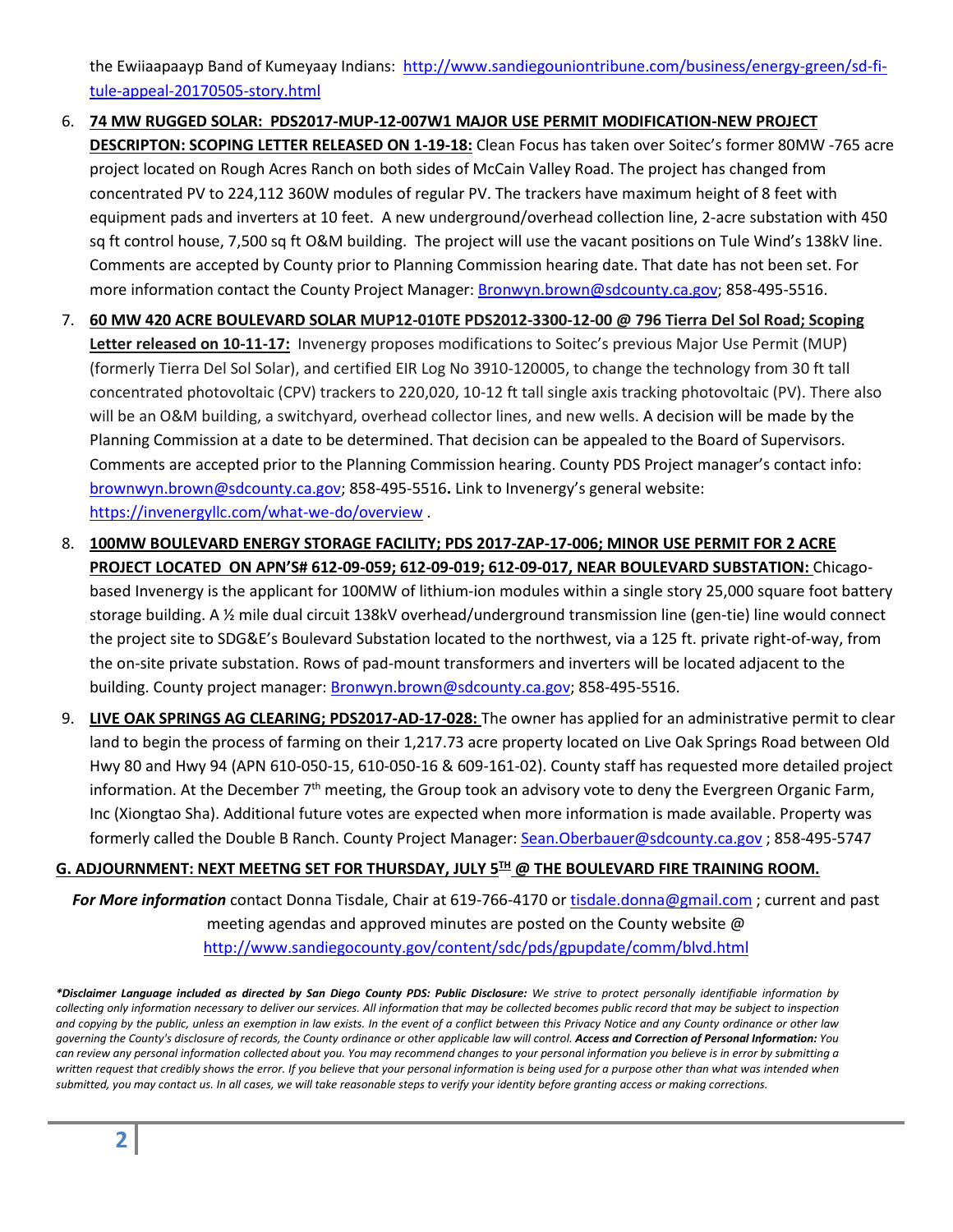the Ewiiaapaayp Band of Kumeyaay Indians: http://www.sandiegouniontribune.com/business/energy-green/sd-fi-tule-appeal-20170505-story.html

6. **74 MW RUGGED SOLAR: PDS2017-MUP-12-007W1 MAJOR USE PERMIT MODIFICATION-NEW PROJECT DESCRIPTON: SCOPING LETTER RELEASED ON 1-19-18:** Clean Focus has taken over Soitec's former 80MW -765 acre project located on Rough Acres Ranch on both sides of McCain Valley Road. The project has changed from concentrated PV to 224,112 360W modules of regular PV. The trackers have maximum height of 8 feet with equipment pads and inverters at 10 feet. A new underground/overhead collection line, 2-acre substation with 450 sq ft control house, 7,500 sq ft O&M building. The project will use the vacant positions on Tule Wind's 138kV line. Comments are accepted by County prior to Planning Commission hearing date. That date has not been set. For more information contact the County Project Manager: Bronwyn.brown@sdcounty.ca.gov; 858-495-5516.

7. **60 MW 420 ACRE BOULEVARD SOLAR MUP12-010TE PDS2012-3300-12-00 @ 796 Tierra Del Sol Road; Scoping Letter released on 10-11-17:** Invenergy proposes modifications to Soitec's previous Major Use Permit (MUP) (formerly Tierra Del Sol Solar), and certified EIR Log No 3910-120005, to change the technology from 30 ft tall concentrated photovoltaic (CPV) trackers to 220,020, 10-12 ft tall single axis tracking photovoltaic (PV). There also will be an O&M building, a switchyard, overhead collector lines, and new wells. A decision will be made by the Planning Commission at a date to be determined. That decision can be appealed to the Board of Supervisors. Comments are accepted prior to the Planning Commission hearing. County PDS Project manager's contact info: brownwyn.brown@sdcounty.ca.gov; 858-495-5516**.** Link to Invenergy's general website: https://invenergyllc.com/what-we-do/overview .

8. **100MW BOULEVARD ENERGY STORAGE FACILITY; PDS 2017-ZAP-17-006; MINOR USE PERMIT FOR 2 ACRE PROJECT LOCATED ON APN'S# 612-09-059; 612-09-019; 612-09-017, NEAR BOULEVARD SUBSTATION:** Chicago-based Invenergy is the applicant for 100MW of lithium-ion modules within a single story 25,000 square foot battery storage building. A ½ mile dual circuit 138kV overhead/underground transmission line (gen-tie) line would connect the project site to SDG&E's Boulevard Substation located to the northwest, via a 125 ft. private right-of-way, from the on-site private substation. Rows of pad-mount transformers and inverters will be located adjacent to the building. County project manager: Bronwyn.brown@sdcounty.ca.gov; 858-495-5516.

9. **LIVE OAK SPRINGS AG CLEARING; PDS2017-AD-17-028:** The owner has applied for an administrative permit to clear land to begin the process of farming on their 1,217.73 acre property located on Live Oak Springs Road between Old Hwy 80 and Hwy 94 (APN 610-050-15, 610-050-16 & 609-161-02). County staff has requested more detailed project information. At the December 7th meeting, the Group took an advisory vote to deny the Evergreen Organic Farm, Inc (Xiongtao Sha). Additional future votes are expected when more information is made available. Property was formerly called the Double B Ranch. County Project Manager: Sean.Oberbauer@sdcounty.ca.gov ; 858-495-5747

**G. ADJOURNMENT: NEXT MEETNG SET FOR THURSDAY, JULY 5TH @ THE BOULEVARD FIRE TRAINING ROOM.**

***For More information*** contact Donna Tisdale, Chair at 619-766-4170 or tisdale.donna@gmail.com ; current and past meeting agendas and approved minutes are posted on the County website @ http://www.sandiegocounty.gov/content/sdc/pds/gpupdate/comm/blvd.html

***\*Disclaimer Language included as directed by San Diego County PDS: Public Disclosure:*** *We strive to protect personally identifiable information by collecting only information necessary to deliver our services. All information that may be collected becomes public record that may be subject to inspection and copying by the public, unless an exemption in law exists. In the event of a conflict between this Privacy Notice and any County ordinance or other law governing the County's disclosure of records, the County ordinance or other applicable law will control.* ***Access and Correction of Personal Information:*** *You can review any personal information collected about you. You may recommend changes to your personal information you believe is in error by submitting a written request that credibly shows the error. If you believe that your personal information is being used for a purpose other than what was intended when submitted, you may contact us. In all cases, we will take reasonable steps to verify your identity before granting access or making corrections.*